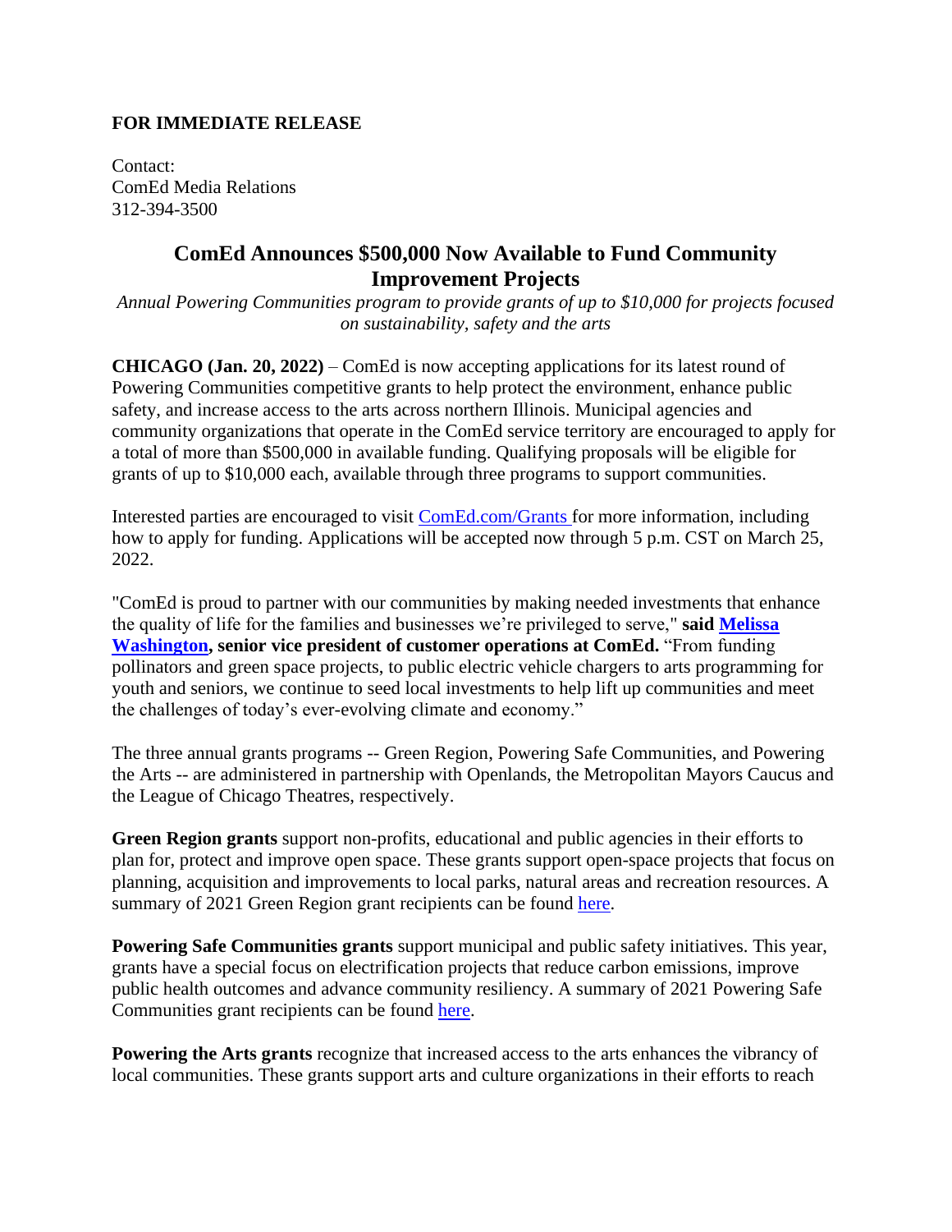**FOR IMMEDIATE RELEASE**

Contact:
ComEd Media Relations
312-394-3500

# ComEd Announces $500,000 Now Available to Fund Community Improvement Projects

*Annual Powering Communities program to provide grants of up to $10,000 for projects focused on sustainability, safety and the arts*

**CHICAGO (Jan. 20, 2022)** – ComEd is now accepting applications for its latest round of Powering Communities competitive grants to help protect the environment, enhance public safety, and increase access to the arts across northern Illinois. Municipal agencies and community organizations that operate in the ComEd service territory are encouraged to apply for a total of more than $500,000 in available funding. Qualifying proposals will be eligible for grants of up to $10,000 each, available through three programs to support communities.

Interested parties are encouraged to visit [ComEd.com/Grants](ComEd.com/Grants) for more information, including how to apply for funding. Applications will be accepted now through 5 p.m. CST on March 25, 2022.

"ComEd is proud to partner with our communities by making needed investments that enhance the quality of life for the families and businesses we're privileged to serve," **said Melissa Washington, senior vice president of customer operations at ComEd.** "From funding pollinators and green space projects, to public electric vehicle chargers to arts programming for youth and seniors, we continue to seed local investments to help lift up communities and meet the challenges of today's ever-evolving climate and economy."

The three annual grants programs -- Green Region, Powering Safe Communities, and Powering the Arts -- are administered in partnership with Openlands, the Metropolitan Mayors Caucus and the League of Chicago Theatres, respectively.

**Green Region grants** support non-profits, educational and public agencies in their efforts to plan for, protect and improve open space. These grants support open-space projects that focus on planning, acquisition and improvements to local parks, natural areas and recreation resources. A summary of 2021 Green Region grant recipients can be found here.

**Powering Safe Communities grants** support municipal and public safety initiatives. This year, grants have a special focus on electrification projects that reduce carbon emissions, improve public health outcomes and advance community resiliency. A summary of 2021 Powering Safe Communities grant recipients can be found here.

**Powering the Arts grants** recognize that increased access to the arts enhances the vibrancy of local communities. These grants support arts and culture organizations in their efforts to reach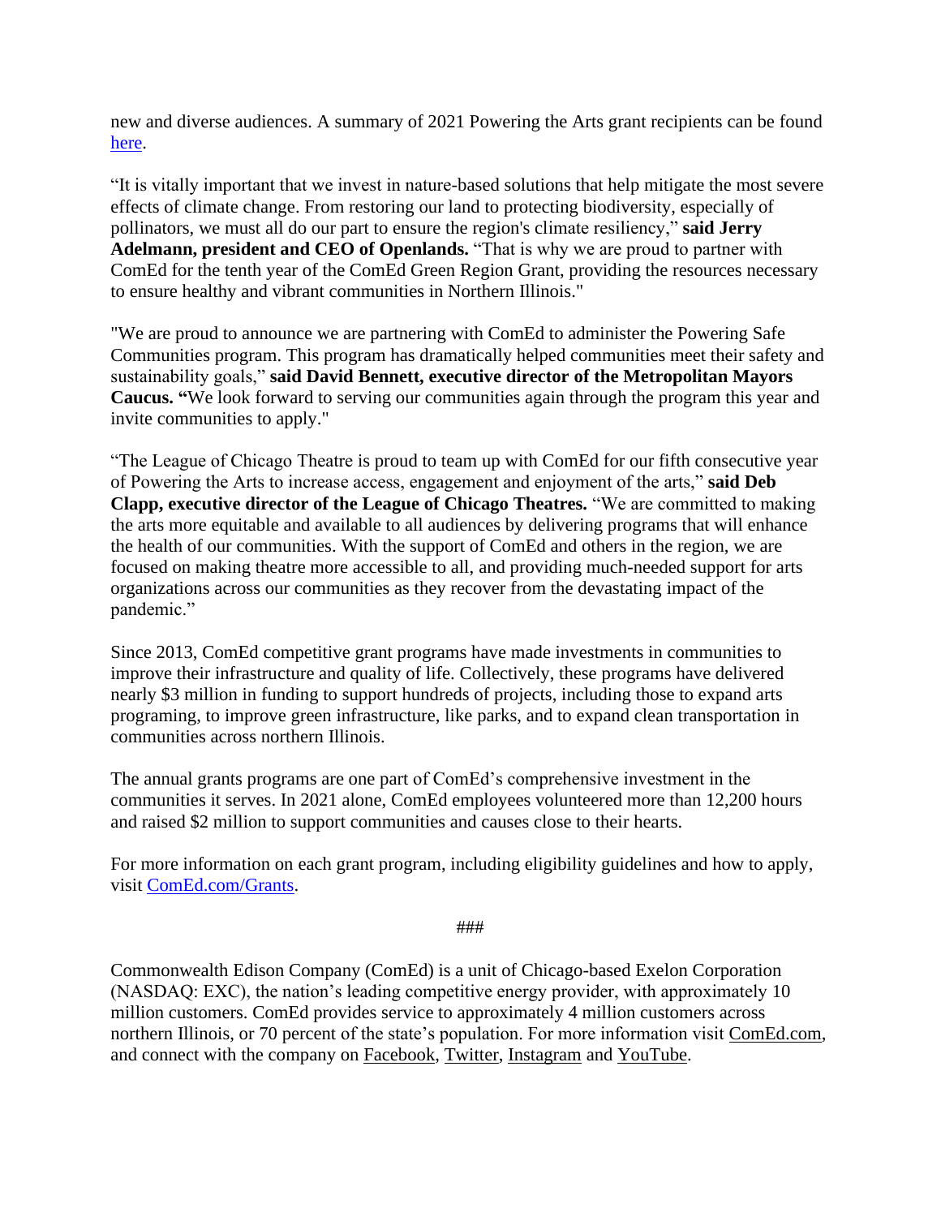new and diverse audiences. A summary of 2021 Powering the Arts grant recipients can be found here.

"It is vitally important that we invest in nature-based solutions that help mitigate the most severe effects of climate change. From restoring our land to protecting biodiversity, especially of pollinators, we must all do our part to ensure the region's climate resiliency," **said Jerry Adelmann, president and CEO of Openlands.** "That is why we are proud to partner with ComEd for the tenth year of the ComEd Green Region Grant, providing the resources necessary to ensure healthy and vibrant communities in Northern Illinois."

"We are proud to announce we are partnering with ComEd to administer the Powering Safe Communities program. This program has dramatically helped communities meet their safety and sustainability goals," **said David Bennett, executive director of the Metropolitan Mayors Caucus. "**We look forward to serving our communities again through the program this year and invite communities to apply."

"The League of Chicago Theatre is proud to team up with ComEd for our fifth consecutive year of Powering the Arts to increase access, engagement and enjoyment of the arts," **said Deb Clapp, executive director of the League of Chicago Theatres.** "We are committed to making the arts more equitable and available to all audiences by delivering programs that will enhance the health of our communities. With the support of ComEd and others in the region, we are focused on making theatre more accessible to all, and providing much-needed support for arts organizations across our communities as they recover from the devastating impact of the pandemic."

Since 2013, ComEd competitive grant programs have made investments in communities to improve their infrastructure and quality of life. Collectively, these programs have delivered nearly $3 million in funding to support hundreds of projects, including those to expand arts programing, to improve green infrastructure, like parks, and to expand clean transportation in communities across northern Illinois.

The annual grants programs are one part of ComEd's comprehensive investment in the communities it serves. In 2021 alone, ComEd employees volunteered more than 12,200 hours and raised $2 million to support communities and causes close to their hearts.

For more information on each grant program, including eligibility guidelines and how to apply, visit ComEd.com/Grants.

###

Commonwealth Edison Company (ComEd) is a unit of Chicago-based Exelon Corporation (NASDAQ: EXC), the nation's leading competitive energy provider, with approximately 10 million customers. ComEd provides service to approximately 4 million customers across northern Illinois, or 70 percent of the state's population. For more information visit ComEd.com, and connect with the company on Facebook, Twitter, Instagram and YouTube.